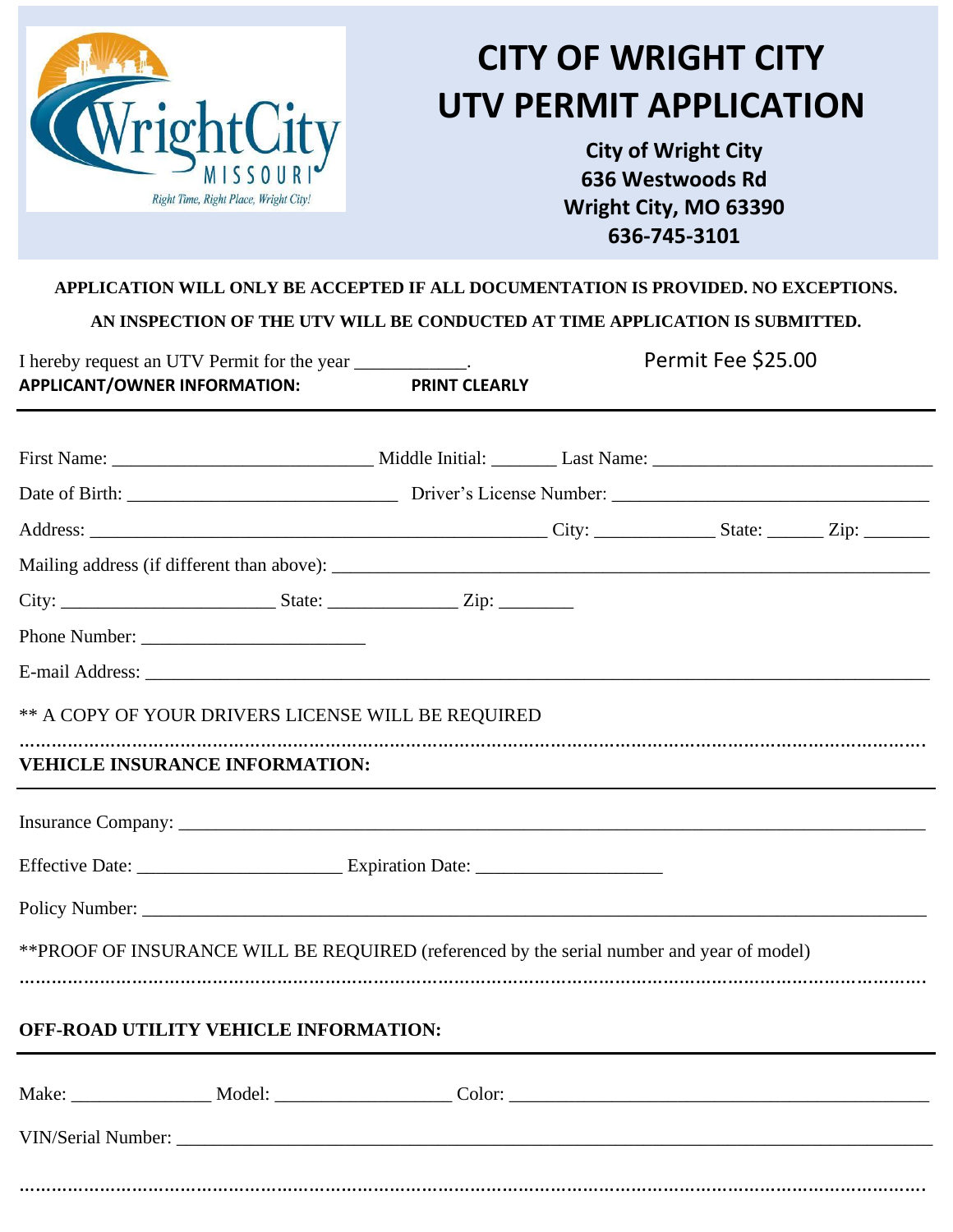# CITY OF WRIGHT CITY
# UTV PERMIT APPLICATION

**City of Wright City**
**636 Westwoods Rd**
**Wright City, MO 63390**
**636-745-3101**

**APPLICATION WILL ONLY BE ACCEPTED IF ALL DOCUMENTATION IS PROVIDED. NO EXCEPTIONS.**

**AN INSPECTION OF THE UTV WILL BE CONDUCTED AT TIME APPLICATION IS SUBMITTED.**

I hereby request an UTV Permit for the year ___________. Permit Fee $25.00

**APPLICANT/OWNER INFORMATION:** **PRINT CLEARLY**

First Name: _________________________ Middle Initial: ______ Last Name: ____________________________

Date of Birth: ___________________________ Driver's License Number: _______________________________

Address: _____________________________________________ City: ____________ State: _____ Zip: ______

Mailing address (if different than above): _______________________________________________________

City: _____________________ State: _____________ Zip: _______

Phone Number: _______________________

E-mail Address: _________________________________________________________________________

** A COPY OF YOUR DRIVERS LICENSE WILL BE REQUIRED

**VEHICLE INSURANCE INFORMATION:**

Insurance Company: _______________________________________________________________________

Effective Date: ____________________ Expiration Date: ___________________

Policy Number: ___________________________________________________________________________

**PROOF OF INSURANCE WILL BE REQUIRED (referenced by the serial number and year of model)

**OFF-ROAD UTILITY VEHICLE INFORMATION:**

Make: ______________ Model: _________________ Color: ___________________________________________

VIN/Serial Number: _______________________________________________________________________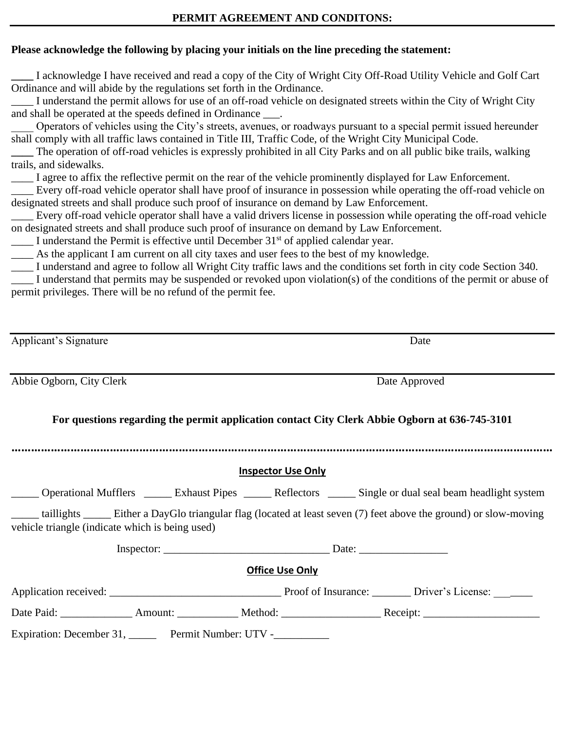**PERMIT AGREEMENT AND CONDITONS:**

**Please acknowledge the following by placing your initials on the line preceding the statement:**

____ I acknowledge I have received and read a copy of the City of Wright City Off-Road Utility Vehicle and Golf Cart Ordinance and will abide by the regulations set forth in the Ordinance.

____ I understand the permit allows for use of an off-road vehicle on designated streets within the City of Wright City and shall be operated at the speeds defined in Ordinance ___.

____ Operators of vehicles using the City's streets, avenues, or roadways pursuant to a special permit issued hereunder shall comply with all traffic laws contained in Title III, Traffic Code, of the Wright City Municipal Code.

____ The operation of off-road vehicles is expressly prohibited in all City Parks and on all public bike trails, walking trails, and sidewalks.

____ I agree to affix the reflective permit on the rear of the vehicle prominently displayed for Law Enforcement.

____ Every off-road vehicle operator shall have proof of insurance in possession while operating the off-road vehicle on designated streets and shall produce such proof of insurance on demand by Law Enforcement.

____ Every off-road vehicle operator shall have a valid drivers license in possession while operating the off-road vehicle on designated streets and shall produce such proof of insurance on demand by Law Enforcement.

____ I understand the Permit is effective until December 31st of applied calendar year.

____ As the applicant I am current on all city taxes and user fees to the best of my knowledge.

____ I understand and agree to follow all Wright City traffic laws and the conditions set forth in city code Section 340.

____ I understand that permits may be suspended or revoked upon violation(s) of the conditions of the permit or abuse of permit privileges. There will be no refund of the permit fee.

Applicant's Signature                    Date

Abbie Ogborn, City Clerk                    Date Approved

**For questions regarding the permit application contact City Clerk Abbie Ogborn at 636-745-3101**

**Inspector Use Only**

_____ Operational Mufflers _____ Exhaust Pipes _____ Reflectors _____ Single or dual seal beam headlight system

_____ taillights _____ Either a DayGlo triangular flag (located at least seven (7) feet above the ground) or slow-moving vehicle triangle (indicate which is being used)

Inspector: ______________________________ Date: ________________

**Office Use Only**

Application received: _______________________________ Proof of Insurance: _______ Driver's License: _______

Date Paid: _____________ Amount: ___________ Method: __________________ Receipt: _____________________

Expiration: December 31, _____ Permit Number: UTV -__________